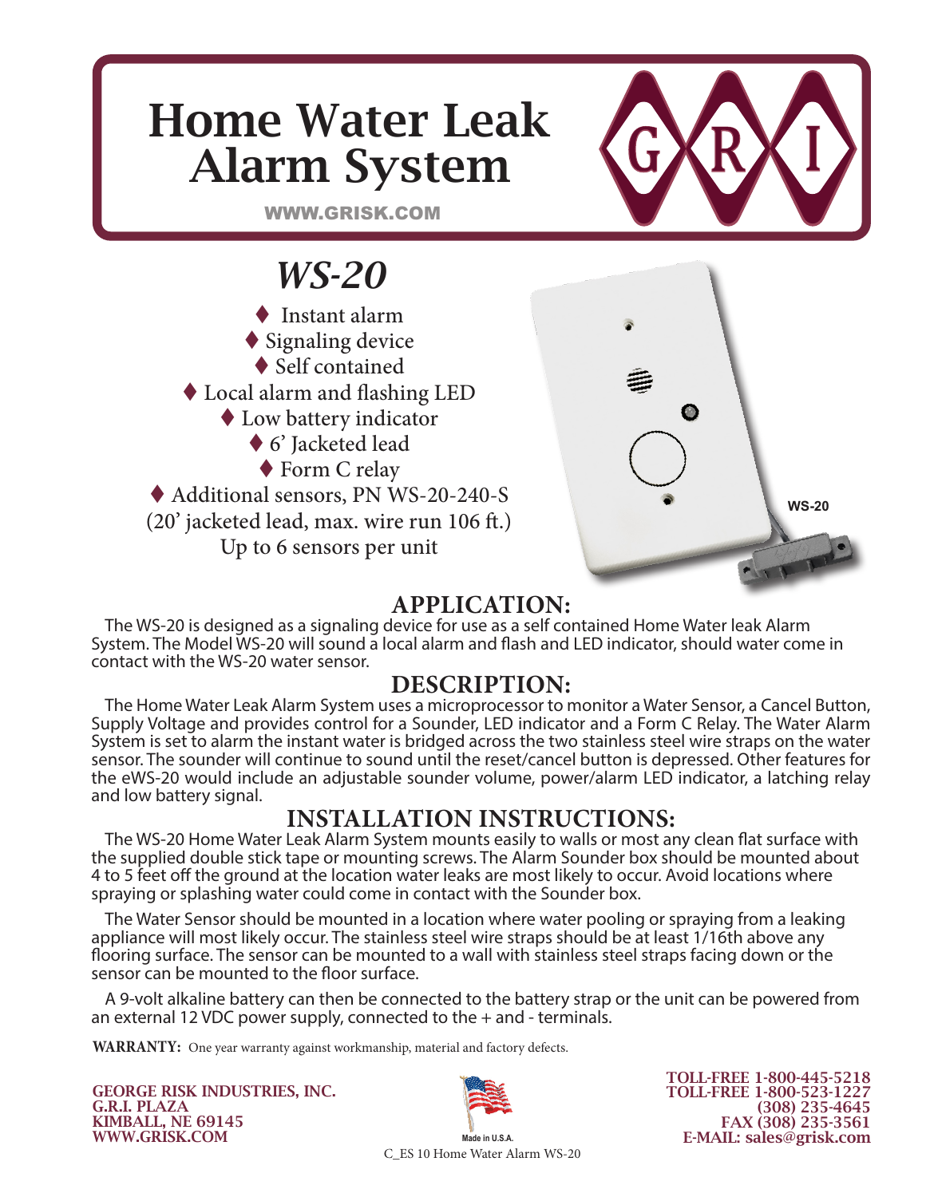# Home Water Leak Alarm System

WWW.GRISK.COM

G R I

## *WS-20*

- Instant alarm
- Signaling device
- Self contained
- Local alarm and flashing LED
- Low battery indicator
- 6' Jacketed lead
- Form C relay
- Additional sensors, PN WS-20-240-S (20' jacketed lead, max. wire run 106 ft.) Up to 6 sensors per unit

WS-20

## APPLICATION:

The WS-20 is designed as a signaling device for use as a self contained Home Water leak Alarm System. The Model WS-20 will sound a local alarm and flash and LED indicator, should water come in contact with the WS-20 water sensor.

## DESCRIPTION:

The Home Water Leak Alarm System uses a microprocessor to monitor a Water Sensor, a Cancel Button, Supply Voltage and provides control for a Sounder, LED indicator and a Form C Relay. The Water Alarm System is set to alarm the instant water is bridged across the two stainless steel wire straps on the water sensor. The sounder will continue to sound until the reset/cancel button is depressed. Other features for the eWS-20 would include an adjustable sounder volume, power/alarm LED indicator, a latching relay and low battery signal.

## INSTALLATION INSTRUCTIONS:

The WS-20 Home Water Leak Alarm System mounts easily to walls or most any clean flat surface with the supplied double stick tape or mounting screws. The Alarm Sounder box should be mounted about 4 to 5 feet off the ground at the location water leaks are most likely to occur. Avoid locations where spraying or splashing water could come in contact with the Sounder box.

The Water Sensor should be mounted in a location where water pooling or spraying from a leaking appliance will most likely occur. The stainless steel wire straps should be at least 1/16th above any flooring surface. The sensor can be mounted to a wall with stainless steel straps facing down or the sensor can be mounted to the floor surface.

A 9-volt alkaline battery can then be connected to the battery strap or the unit can be powered from an external 12 VDC power supply, connected to the + and - terminals.

**WARRANTY:** One year warranty against workmanship, material and factory defects.

**GEORGE RISK INDUSTRIES, INC.**
**G.R.I. PLAZA**
**KIMBALL, NE 69145**
**WWW.GRISK.COM**

Made in U.S.A.

C_ES 10 Home Water Alarm WS-20

**TOLL-FREE 1-800-445-5218**
**TOLL-FREE 1-800-523-1227**
**(308) 235-4645**
**FAX (308) 235-3561**
**E-MAIL: sales@grisk.com**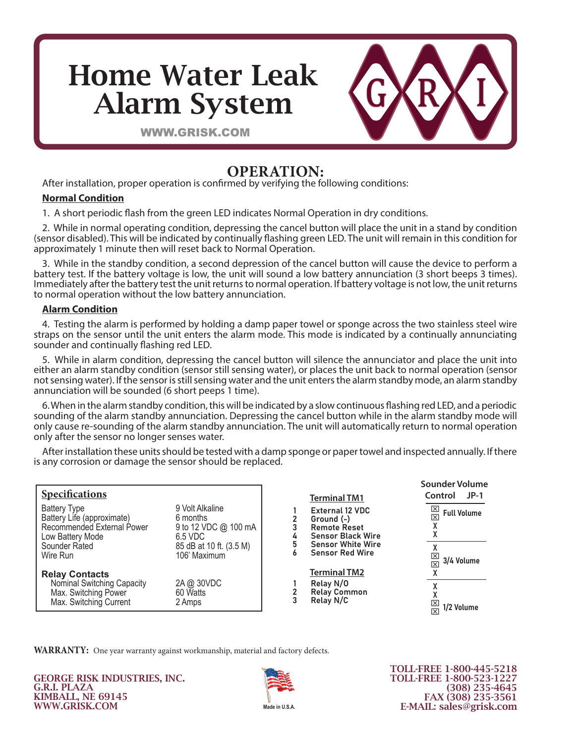# Home Water Leak Alarm System

WWW.GRISK.COM

G R I

## OPERATION:

After installation, proper operation is confirmed by verifying the following conditions:

**Normal Condition**

1. A short periodic flash from the green LED indicates Normal Operation in dry conditions.

2. While in normal operating condition, depressing the cancel button will place the unit in a stand by condition (sensor disabled). This will be indicated by continually flashing green LED. The unit will remain in this condition for approximately 1 minute then will reset back to Normal Operation.

3. While in the standby condition, a second depression of the cancel button will cause the device to perform a battery test. If the battery voltage is low, the unit will sound a low battery annunciation (3 short beeps 3 times). Immediately after the battery test the unit returns to normal operation. If battery voltage is not low, the unit returns to normal operation without the low battery annunciation.

**Alarm Condition**

4. Testing the alarm is performed by holding a damp paper towel or sponge across the two stainless steel wire straps on the sensor until the unit enters the alarm mode. This mode is indicated by a continually annunciating sounder and continually flashing red LED.

5. While in alarm condition, depressing the cancel button will silence the annunciator and place the unit into either an alarm standby condition (sensor still sensing water), or places the unit back to normal operation (sensor not sensing water). If the sensor is still sensing water and the unit enters the alarm standby mode, an alarm standby annunciation will be sounded (6 short peeps 1 time).

6. When in the alarm standby condition, this will be indicated by a slow continuous flashing red LED, and a periodic sounding of the alarm standby annunciation. Depressing the cancel button while in the alarm standby mode will only cause re-sounding of the alarm standby annunciation. The unit will automatically return to normal operation only after the sensor no longer senses water.

After installation these units should be tested with a damp sponge or paper towel and inspected annually. If there is any corrosion or damage the sensor should be replaced.

**Specifications**

| | |
|---|---|
| Battery Type | 9 Volt Alkaline |
| Battery Life (approximate) | 6 months |
| Recommended External Power | 9 to 12 VDC @ 100 mA |
| Low Battery Mode | 6.5 VDC |
| Sounder Rated | 85 dB at 10 ft. (3.5 M) |
| Wire Run | 106' Maximum |
| **Relay Contacts** | |
| Nominal Switching Capacity | 2A @ 30VDC |
| Max. Switching Power | 60 Watts |
| Max. Switching Current | 2 Amps |

**Terminal TM1**

1 External 12 VDC
2 Ground (-)
3 Remote Reset
4 Sensor Black Wire
5 Sensor White Wire
6 Sensor Red Wire

**Terminal TM2**

1 Relay N/O
2 Relay Common
3 Relay N/C

**Sounder Volume Control JP-1**

☒ ☒ X X — Full Volume

X ☒ ☒ X — 3/4 Volume

X X ☒ ☒ — 1/2 Volume

**WARRANTY:** One year warranty against workmanship, material and factory defects.

GEORGE RISK INDUSTRIES, INC.
G.R.I. PLAZA
KIMBALL, NE 69145
WWW.GRISK.COM

Made in U.S.A.

TOLL-FREE 1-800-445-5218
TOLL-FREE 1-800-523-1227
(308) 235-4645
FAX (308) 235-3561
E-MAIL: sales@grisk.com